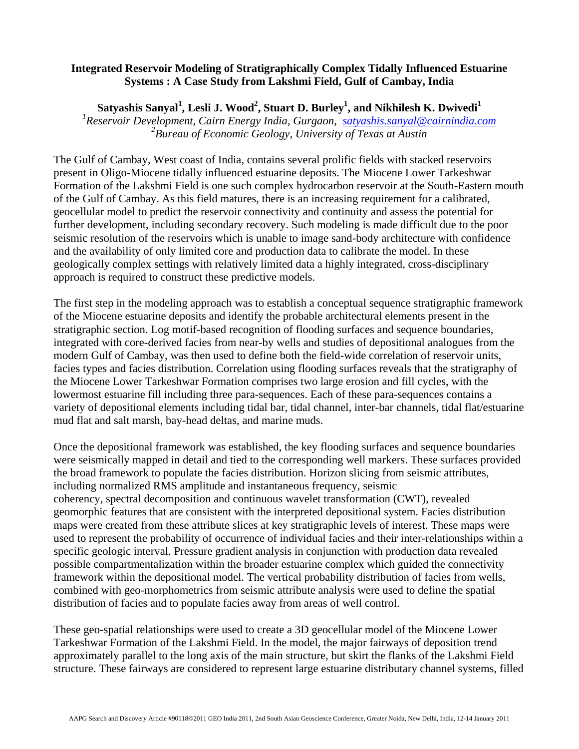# Integrated Reservoir Modeling of Stratigraphically Complex Tidally Influenced Estuarine Systems : A Case Study from Lakshmi Field, Gulf of Cambay, India

**Satyashis Sanyal[1], Lesli J. Wood[2], Stuart D. Burley[1], and Nikhilesh K. Dwivedi[1]**

*[1]Reservoir Development, Cairn Energy India, Gurgaon, satyashis.sanyal@cairnindia.com*
*[2]Bureau of Economic Geology, University of Texas at Austin*

The Gulf of Cambay, West coast of India, contains several prolific fields with stacked reservoirs present in Oligo-Miocene tidally influenced estuarine deposits. The Miocene Lower Tarkeshwar Formation of the Lakshmi Field is one such complex hydrocarbon reservoir at the South-Eastern mouth of the Gulf of Cambay. As this field matures, there is an increasing requirement for a calibrated, geocellular model to predict the reservoir connectivity and continuity and assess the potential for further development, including secondary recovery. Such modeling is made difficult due to the poor seismic resolution of the reservoirs which is unable to image sand-body architecture with confidence and the availability of only limited core and production data to calibrate the model. In these geologically complex settings with relatively limited data a highly integrated, cross-disciplinary approach is required to construct these predictive models.

The first step in the modeling approach was to establish a conceptual sequence stratigraphic framework of the Miocene estuarine deposits and identify the probable architectural elements present in the stratigraphic section. Log motif-based recognition of flooding surfaces and sequence boundaries, integrated with core-derived facies from near-by wells and studies of depositional analogues from the modern Gulf of Cambay, was then used to define both the field-wide correlation of reservoir units, facies types and facies distribution. Correlation using flooding surfaces reveals that the stratigraphy of the Miocene Lower Tarkeshwar Formation comprises two large erosion and fill cycles, with the lowermost estuarine fill including three para-sequences. Each of these para-sequences contains a variety of depositional elements including tidal bar, tidal channel, inter-bar channels, tidal flat/estuarine mud flat and salt marsh, bay-head deltas, and marine muds.

Once the depositional framework was established, the key flooding surfaces and sequence boundaries were seismically mapped in detail and tied to the corresponding well markers. These surfaces provided the broad framework to populate the facies distribution. Horizon slicing from seismic attributes, including normalized RMS amplitude and instantaneous frequency, seismic coherency, spectral decomposition and continuous wavelet transformation (CWT), revealed geomorphic features that are consistent with the interpreted depositional system. Facies distribution maps were created from these attribute slices at key stratigraphic levels of interest. These maps were used to represent the probability of occurrence of individual facies and their inter-relationships within a specific geologic interval. Pressure gradient analysis in conjunction with production data revealed possible compartmentalization within the broader estuarine complex which guided the connectivity framework within the depositional model. The vertical probability distribution of facies from wells, combined with geo-morphometrics from seismic attribute analysis were used to define the spatial distribution of facies and to populate facies away from areas of well control.

These geo-spatial relationships were used to create a 3D geocellular model of the Miocene Lower Tarkeshwar Formation of the Lakshmi Field. In the model, the major fairways of deposition trend approximately parallel to the long axis of the main structure, but skirt the flanks of the Lakshmi Field structure. These fairways are considered to represent large estuarine distributary channel systems, filled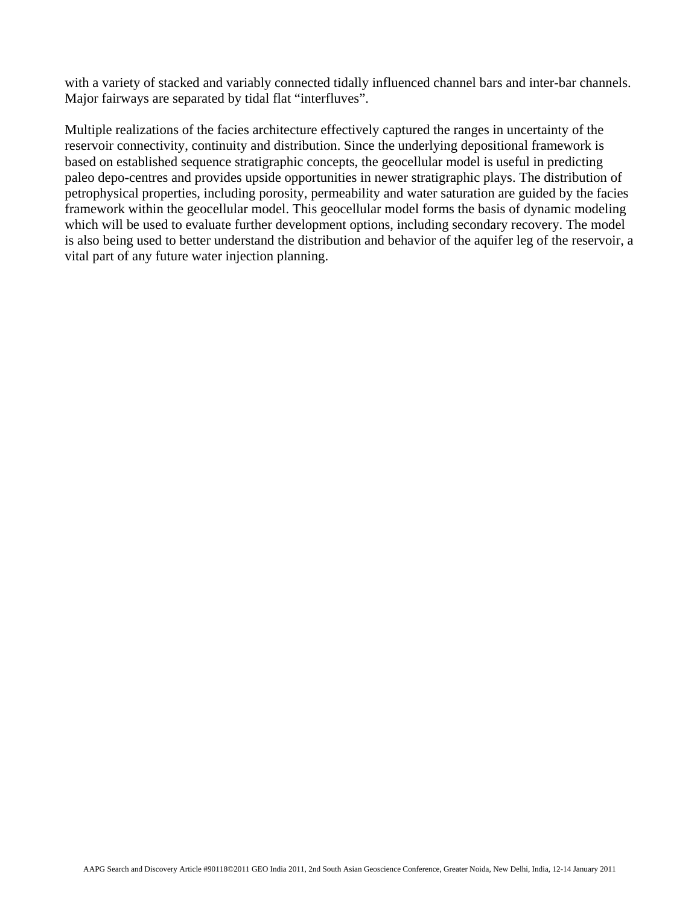with a variety of stacked and variably connected tidally influenced channel bars and inter-bar channels. Major fairways are separated by tidal flat “interfluves”.

Multiple realizations of the facies architecture effectively captured the ranges in uncertainty of the reservoir connectivity, continuity and distribution. Since the underlying depositional framework is based on established sequence stratigraphic concepts, the geocellular model is useful in predicting paleo depo-centres and provides upside opportunities in newer stratigraphic plays. The distribution of petrophysical properties, including porosity, permeability and water saturation are guided by the facies framework within the geocellular model. This geocellular model forms the basis of dynamic modeling which will be used to evaluate further development options, including secondary recovery. The model is also being used to better understand the distribution and behavior of the aquifer leg of the reservoir, a vital part of any future water injection planning.